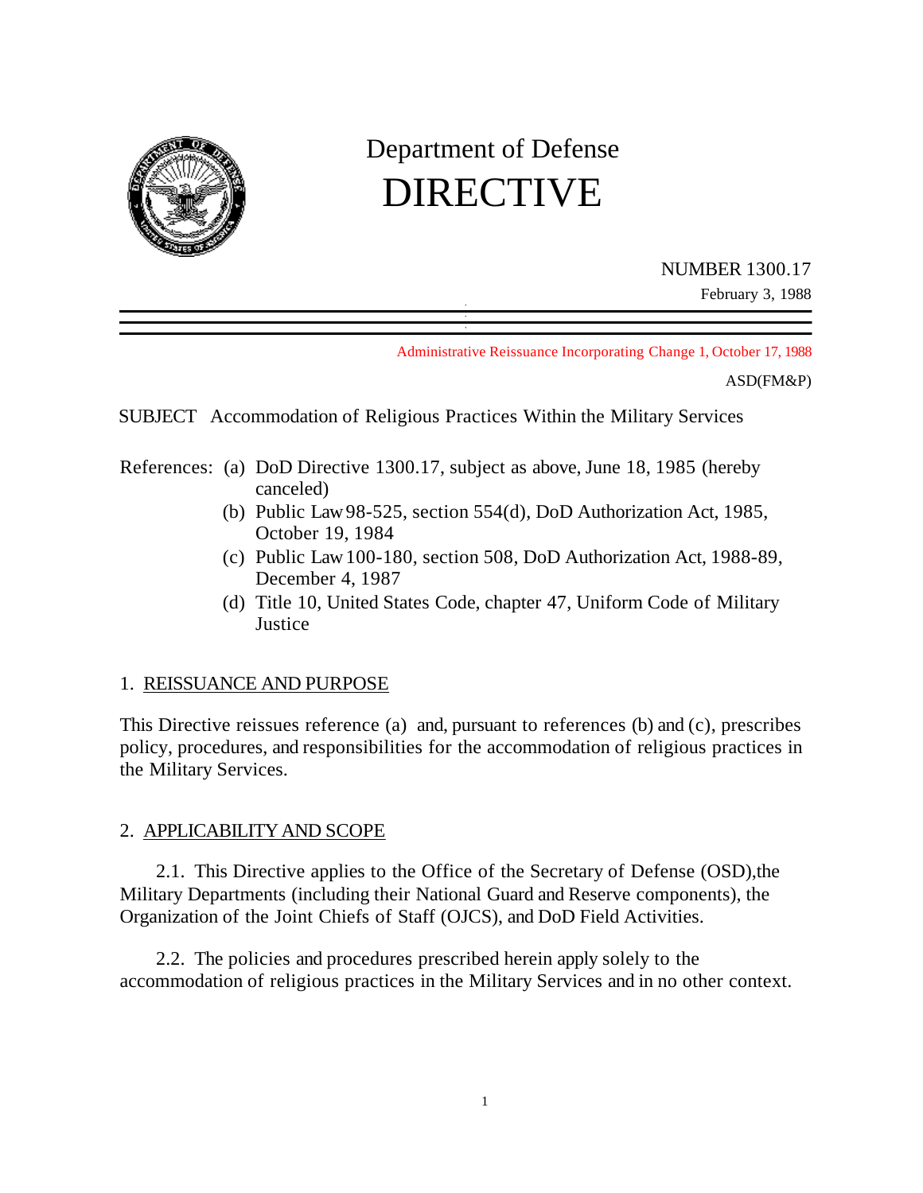# Department of Defense DIRECTIVE

NUMBER 1300.17
February 3, 1988

Administrative Reissuance Incorporating Change 1, October 17, 1988

ASD(FM&P)

SUBJECT Accommodation of Religious Practices Within the Military Services

References:
(a) DoD Directive 1300.17, subject as above, June 18, 1985 (hereby canceled)
(b) Public Law 98-525, section 554(d), DoD Authorization Act, 1985, October 19, 1984
(c) Public Law 100-180, section 508, DoD Authorization Act, 1988-89, December 4, 1987
(d) Title 10, United States Code, chapter 47, Uniform Code of Military Justice

## 1. REISSUANCE AND PURPOSE

This Directive reissues reference (a) and, pursuant to references (b) and (c), prescribes policy, procedures, and responsibilities for the accommodation of religious practices in the Military Services.

## 2. APPLICABILITY AND SCOPE

2.1. This Directive applies to the Office of the Secretary of Defense (OSD), the Military Departments (including their National Guard and Reserve components), the Organization of the Joint Chiefs of Staff (OJCS), and DoD Field Activities.

2.2. The policies and procedures prescribed herein apply solely to the accommodation of religious practices in the Military Services and in no other context.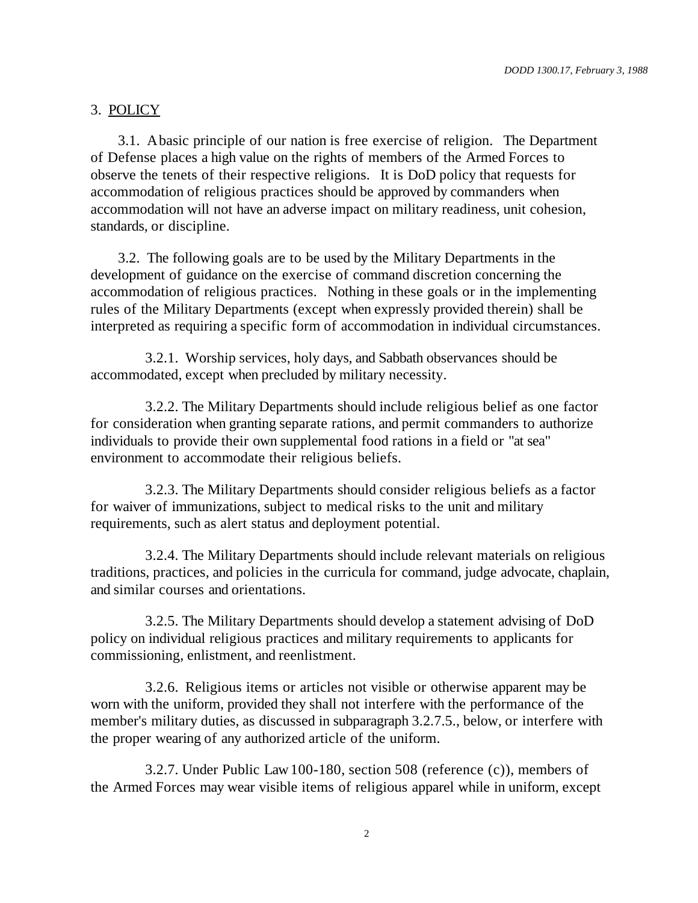## 3. <u>POLICY</u>

3.1. A basic principle of our nation is free exercise of religion. The Department of Defense places a high value on the rights of members of the Armed Forces to observe the tenets of their respective religions. It is DoD policy that requests for accommodation of religious practices should be approved by commanders when accommodation will not have an adverse impact on military readiness, unit cohesion, standards, or discipline.

3.2. The following goals are to be used by the Military Departments in the development of guidance on the exercise of command discretion concerning the accommodation of religious practices. Nothing in these goals or in the implementing rules of the Military Departments (except when expressly provided therein) shall be interpreted as requiring a specific form of accommodation in individual circumstances.

3.2.1. Worship services, holy days, and Sabbath observances should be accommodated, except when precluded by military necessity.

3.2.2. The Military Departments should include religious belief as one factor for consideration when granting separate rations, and permit commanders to authorize individuals to provide their own supplemental food rations in a field or "at sea" environment to accommodate their religious beliefs.

3.2.3. The Military Departments should consider religious beliefs as a factor for waiver of immunizations, subject to medical risks to the unit and military requirements, such as alert status and deployment potential.

3.2.4. The Military Departments should include relevant materials on religious traditions, practices, and policies in the curricula for command, judge advocate, chaplain, and similar courses and orientations.

3.2.5. The Military Departments should develop a statement advising of DoD policy on individual religious practices and military requirements to applicants for commissioning, enlistment, and reenlistment.

3.2.6. Religious items or articles not visible or otherwise apparent may be worn with the uniform, provided they shall not interfere with the performance of the member's military duties, as discussed in subparagraph 3.2.7.5., below, or interfere with the proper wearing of any authorized article of the uniform.

3.2.7. Under Public Law 100-180, section 508 (reference (c)), members of the Armed Forces may wear visible items of religious apparel while in uniform, except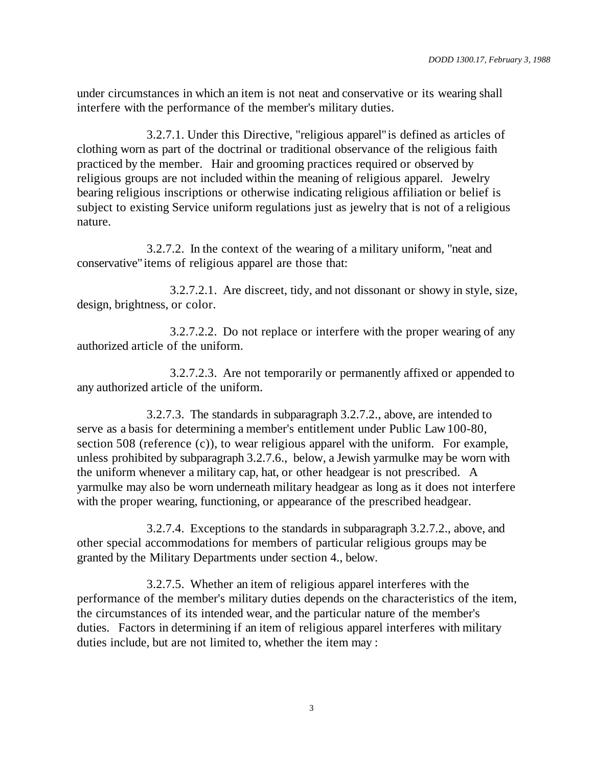under circumstances in which an item is not neat and conservative or its wearing shall interfere with the performance of the member's military duties.

3.2.7.1. Under this Directive, "religious apparel" is defined as articles of clothing worn as part of the doctrinal or traditional observance of the religious faith practiced by the member. Hair and grooming practices required or observed by religious groups are not included within the meaning of religious apparel. Jewelry bearing religious inscriptions or otherwise indicating religious affiliation or belief is subject to existing Service uniform regulations just as jewelry that is not of a religious nature.

3.2.7.2. In the context of the wearing of a military uniform, "neat and conservative" items of religious apparel are those that:

3.2.7.2.1. Are discreet, tidy, and not dissonant or showy in style, size, design, brightness, or color.

3.2.7.2.2. Do not replace or interfere with the proper wearing of any authorized article of the uniform.

3.2.7.2.3. Are not temporarily or permanently affixed or appended to any authorized article of the uniform.

3.2.7.3. The standards in subparagraph 3.2.7.2., above, are intended to serve as a basis for determining a member's entitlement under Public Law 100-80, section 508 (reference (c)), to wear religious apparel with the uniform. For example, unless prohibited by subparagraph 3.2.7.6., below, a Jewish yarmulke may be worn with the uniform whenever a military cap, hat, or other headgear is not prescribed. A yarmulke may also be worn underneath military headgear as long as it does not interfere with the proper wearing, functioning, or appearance of the prescribed headgear.

3.2.7.4. Exceptions to the standards in subparagraph 3.2.7.2., above, and other special accommodations for members of particular religious groups may be granted by the Military Departments under section 4., below.

3.2.7.5. Whether an item of religious apparel interferes with the performance of the member's military duties depends on the characteristics of the item, the circumstances of its intended wear, and the particular nature of the member's duties. Factors in determining if an item of religious apparel interferes with military duties include, but are not limited to, whether the item may :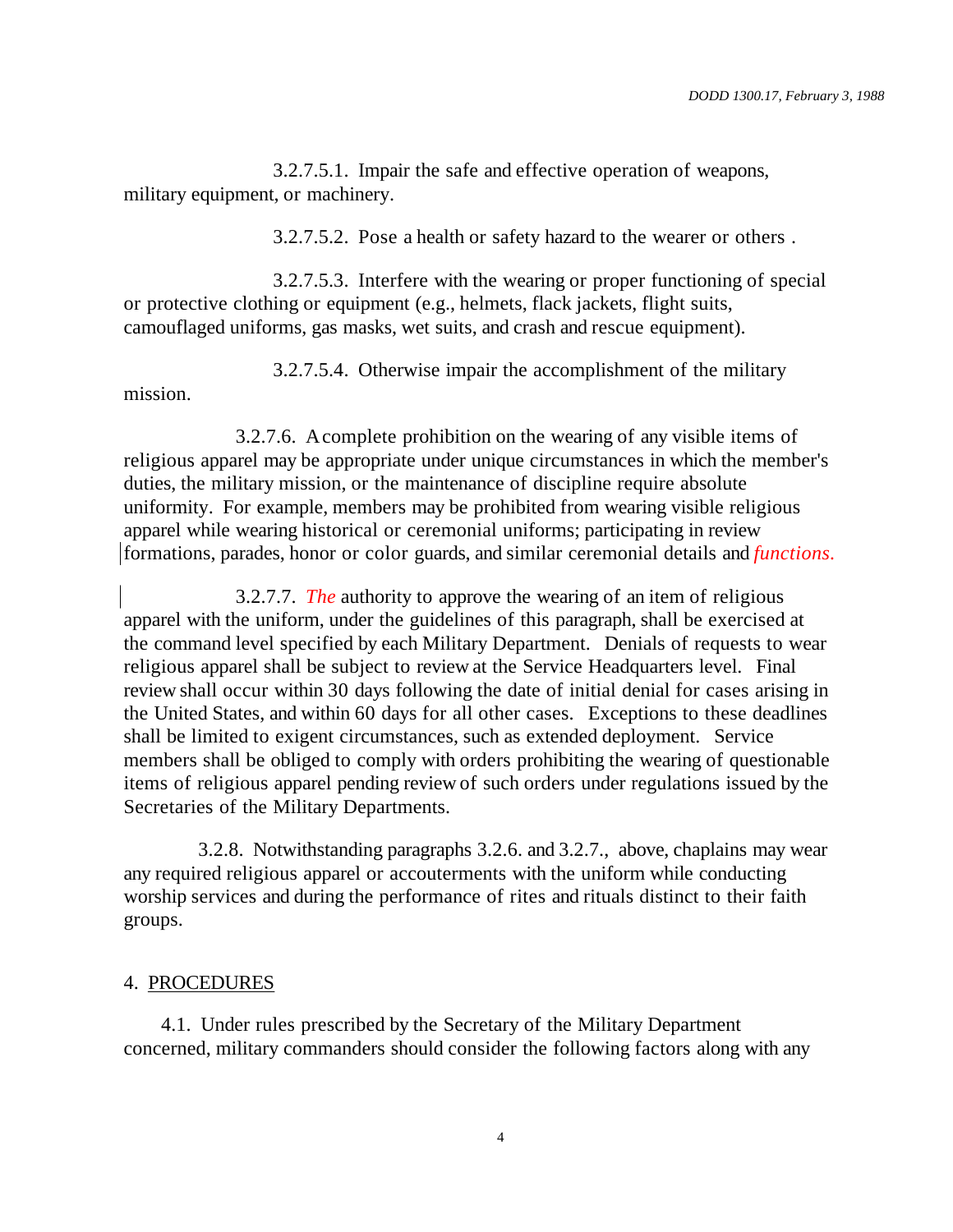3.2.7.5.1. Impair the safe and effective operation of weapons, military equipment, or machinery.

3.2.7.5.2. Pose a health or safety hazard to the wearer or others .

3.2.7.5.3. Interfere with the wearing or proper functioning of special or protective clothing or equipment (e.g., helmets, flack jackets, flight suits, camouflaged uniforms, gas masks, wet suits, and crash and rescue equipment).

3.2.7.5.4. Otherwise impair the accomplishment of the military mission.

3.2.7.6. A complete prohibition on the wearing of any visible items of religious apparel may be appropriate under unique circumstances in which the member's duties, the military mission, or the maintenance of discipline require absolute uniformity. For example, members may be prohibited from wearing visible religious apparel while wearing historical or ceremonial uniforms; participating in review formations, parades, honor or color guards, and similar ceremonial details and *functions.*

3.2.7.7. *The* authority to approve the wearing of an item of religious apparel with the uniform, under the guidelines of this paragraph, shall be exercised at the command level specified by each Military Department. Denials of requests to wear religious apparel shall be subject to review at the Service Headquarters level. Final review shall occur within 30 days following the date of initial denial for cases arising in the United States, and within 60 days for all other cases. Exceptions to these deadlines shall be limited to exigent circumstances, such as extended deployment. Service members shall be obliged to comply with orders prohibiting the wearing of questionable items of religious apparel pending review of such orders under regulations issued by the Secretaries of the Military Departments.

3.2.8. Notwithstanding paragraphs 3.2.6. and 3.2.7., above, chaplains may wear any required religious apparel or accouterments with the uniform while conducting worship services and during the performance of rites and rituals distinct to their faith groups.

## 4. PROCEDURES

4.1. Under rules prescribed by the Secretary of the Military Department concerned, military commanders should consider the following factors along with any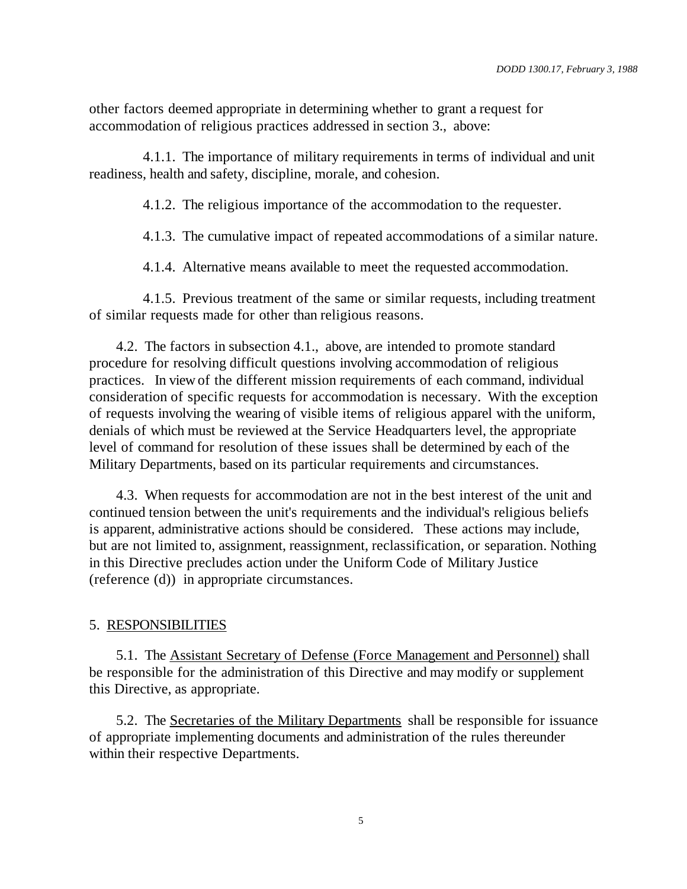other factors deemed appropriate in determining whether to grant a request for accommodation of religious practices addressed in section 3., above:

4.1.1. The importance of military requirements in terms of individual and unit readiness, health and safety, discipline, morale, and cohesion.

4.1.2. The religious importance of the accommodation to the requester.

4.1.3. The cumulative impact of repeated accommodations of a similar nature.

4.1.4. Alternative means available to meet the requested accommodation.

4.1.5. Previous treatment of the same or similar requests, including treatment of similar requests made for other than religious reasons.

4.2. The factors in subsection 4.1., above, are intended to promote standard procedure for resolving difficult questions involving accommodation of religious practices. In view of the different mission requirements of each command, individual consideration of specific requests for accommodation is necessary. With the exception of requests involving the wearing of visible items of religious apparel with the uniform, denials of which must be reviewed at the Service Headquarters level, the appropriate level of command for resolution of these issues shall be determined by each of the Military Departments, based on its particular requirements and circumstances.

4.3. When requests for accommodation are not in the best interest of the unit and continued tension between the unit's requirements and the individual's religious beliefs is apparent, administrative actions should be considered. These actions may include, but are not limited to, assignment, reassignment, reclassification, or separation. Nothing in this Directive precludes action under the Uniform Code of Military Justice (reference (d)) in appropriate circumstances.

## 5. RESPONSIBILITIES

5.1. The Assistant Secretary of Defense (Force Management and Personnel) shall be responsible for the administration of this Directive and may modify or supplement this Directive, as appropriate.

5.2. The Secretaries of the Military Departments shall be responsible for issuance of appropriate implementing documents and administration of the rules thereunder within their respective Departments.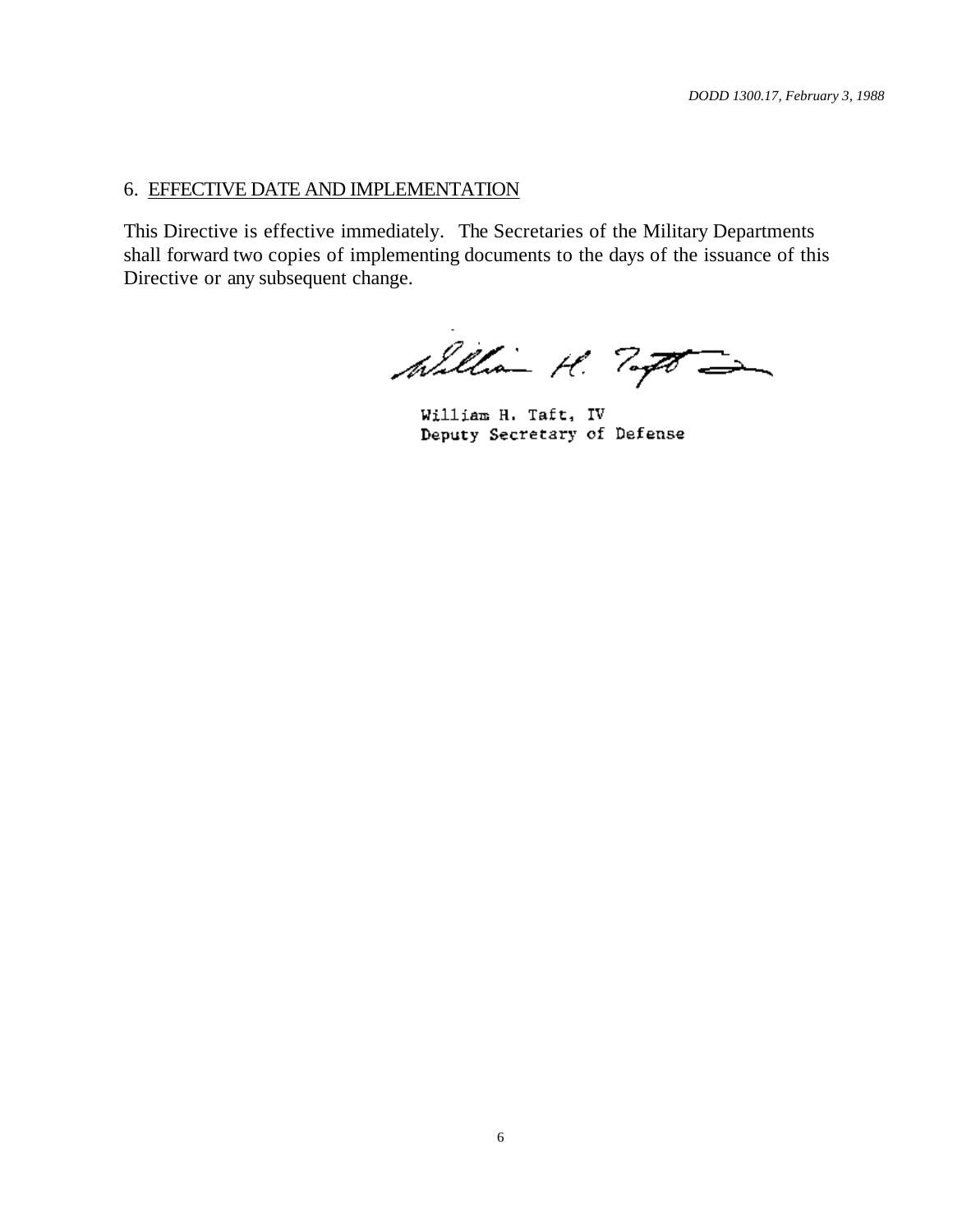## 6. EFFECTIVE DATE AND IMPLEMENTATION

This Directive is effective immediately. The Secretaries of the Military Departments shall forward two copies of implementing documents to the days of the issuance of this Directive or any subsequent change.

William H. Taft, IV
Deputy Secretary of Defense